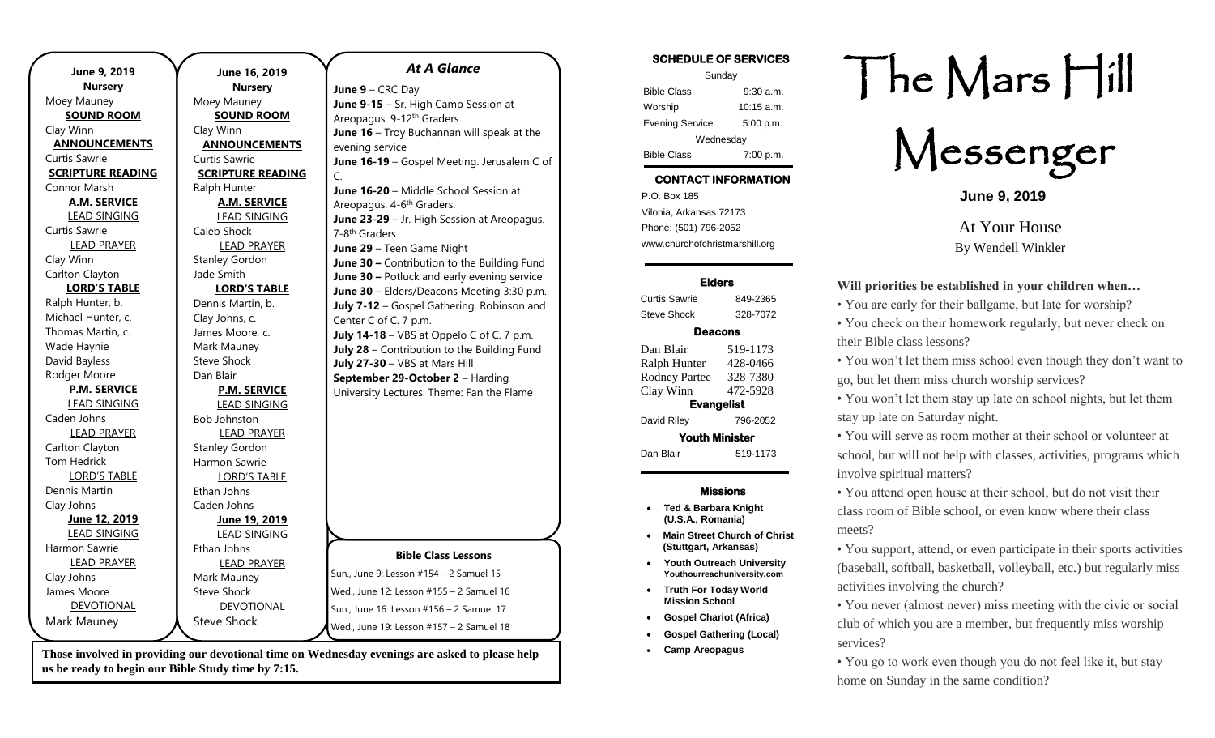**June 9, 2019**

**Nursery**
Moey Mauney

**SOUND ROOM**
Clay Winn

**ANNOUNCEMENTS**
Curtis Sawrie

**SCRIPTURE READING**
Connor Marsh

**A.M. SERVICE**

LEAD SINGING
Curtis Sawrie

LEAD PRAYER
Clay Winn
Carlton Clayton

**LORD'S TABLE**
Ralph Hunter, b.
Michael Hunter, c.
Thomas Martin, c.
Wade Haynie
David Bayless
Rodger Moore

**P.M. SERVICE**

LEAD SINGING
Caden Johns

LEAD PRAYER
Carlton Clayton
Tom Hedrick

LORD'S TABLE
Dennis Martin
Clay Johns

**June 12, 2019**

LEAD SINGING
Harmon Sawrie

LEAD PRAYER
Clay Johns
James Moore

DEVOTIONAL
Mark Mauney

**June 16, 2019**

**Nursery**
Moey Mauney

**SOUND ROOM**
Clay Winn

**ANNOUNCEMENTS**
Curtis Sawrie

**SCRIPTURE READING**
Ralph Hunter

**A.M. SERVICE**

LEAD SINGING
Caleb Shock

LEAD PRAYER
Stanley Gordon
Jade Smith

**LORD'S TABLE**
Dennis Martin, b.
Clay Johns, c.
James Moore, c.
Mark Mauney
Steve Shock
Dan Blair

**P.M. SERVICE**

LEAD SINGING
Bob Johnston

LEAD PRAYER
Stanley Gordon
Harmon Sawrie

LORD'S TABLE
Ethan Johns
Caden Johns

**June 19, 2019**

LEAD SINGING
Ethan Johns

LEAD PRAYER
Mark Mauney
Steve Shock

DEVOTIONAL
Steve Shock

## *At A Glance*

**June 9** – CRC Day
**June 9-15** – Sr. High Camp Session at Areopagus. 9-12th Graders
**June 16** – Troy Buchannan will speak at the evening service
**June 16-19** – Gospel Meeting. Jerusalem C of C.
**June 16-20** – Middle School Session at Areopagus. 4-6th Graders.
**June 23-29** – Jr. High Session at Areopagus. 7-8th Graders
**June 29** – Teen Game Night
**June 30 –** Contribution to the Building Fund
**June 30 –** Potluck and early evening service
**June 30** – Elders/Deacons Meeting 3:30 p.m.
**July 7-12** – Gospel Gathering. Robinson and Center C of C. 7 p.m.
**July 14-18** – VBS at Oppelo C of C. 7 p.m.
**July 28** – Contribution to the Building Fund
**July 27-30** – VBS at Mars Hill
**September 29-October 2** – Harding University Lectures. Theme: Fan the Flame

**Bible Class Lessons**

Sun., June 9: Lesson #154 – 2 Samuel 15
Wed., June 12: Lesson #155 – 2 Samuel 16
Sun., June 16: Lesson #156 – 2 Samuel 17
Wed., June 19: Lesson #157 – 2 Samuel 18

**Those involved in providing our devotional time on Wednesday evenings are asked to please help us be ready to begin our Bible Study time by 7:15.**

**SCHEDULE OF SERVICES**

| Sunday | |
|---|---|
| Bible Class | 9:30 a.m. |
| Worship | 10:15 a.m. |
| Evening Service | 5:00 p.m. |
| Wednesday | |
| Bible Class | 7:00 p.m. |

**CONTACT INFORMATION**

P.O. Box 185
Vilonia, Arkansas 72173
Phone: (501) 796-2052
www.churchofchristmarshill.org

**Elders**

| | |
|---|---|
| Curtis Sawrie | 849-2365 |
| Steve Shock | 328-7072 |

**Deacons**

| | |
|---|---|
| Dan Blair | 519-1173 |
| Ralph Hunter | 428-0466 |
| Rodney Partee | 328-7380 |
| Clay Winn | 472-5928 |

**Evangelist**

| | |
|---|---|
| David Riley | 796-2052 |

**Youth Minister**

| | |
|---|---|
| Dan Blair | 519-1173 |

**Missions**

- **Ted & Barbara Knight (U.S.A., Romania)**
- **Main Street Church of Christ (Stuttgart, Arkansas)**
- **Youth Outreach University Youthourreachuniversity.com**
- **Truth For Today World Mission School**
- **Gospel Chariot (Africa)**
- **Gospel Gathering (Local)**
- **Camp Areopagus**

# The Mars Hill Messenger

**June 9, 2019**

## At Your House
By Wendell Winkler

**Will priorities be established in your children when…**

• You are early for their ballgame, but late for worship?

• You check on their homework regularly, but never check on their Bible class lessons?

• You won't let them miss school even though they don't want to go, but let them miss church worship services?

• You won't let them stay up late on school nights, but let them stay up late on Saturday night.

• You will serve as room mother at their school or volunteer at school, but will not help with classes, activities, programs which involve spiritual matters?

• You attend open house at their school, but do not visit their class room of Bible school, or even know where their class meets?

• You support, attend, or even participate in their sports activities (baseball, softball, basketball, volleyball, etc.) but regularly miss activities involving the church?

• You never (almost never) miss meeting with the civic or social club of which you are a member, but frequently miss worship services?

• You go to work even though you do not feel like it, but stay home on Sunday in the same condition?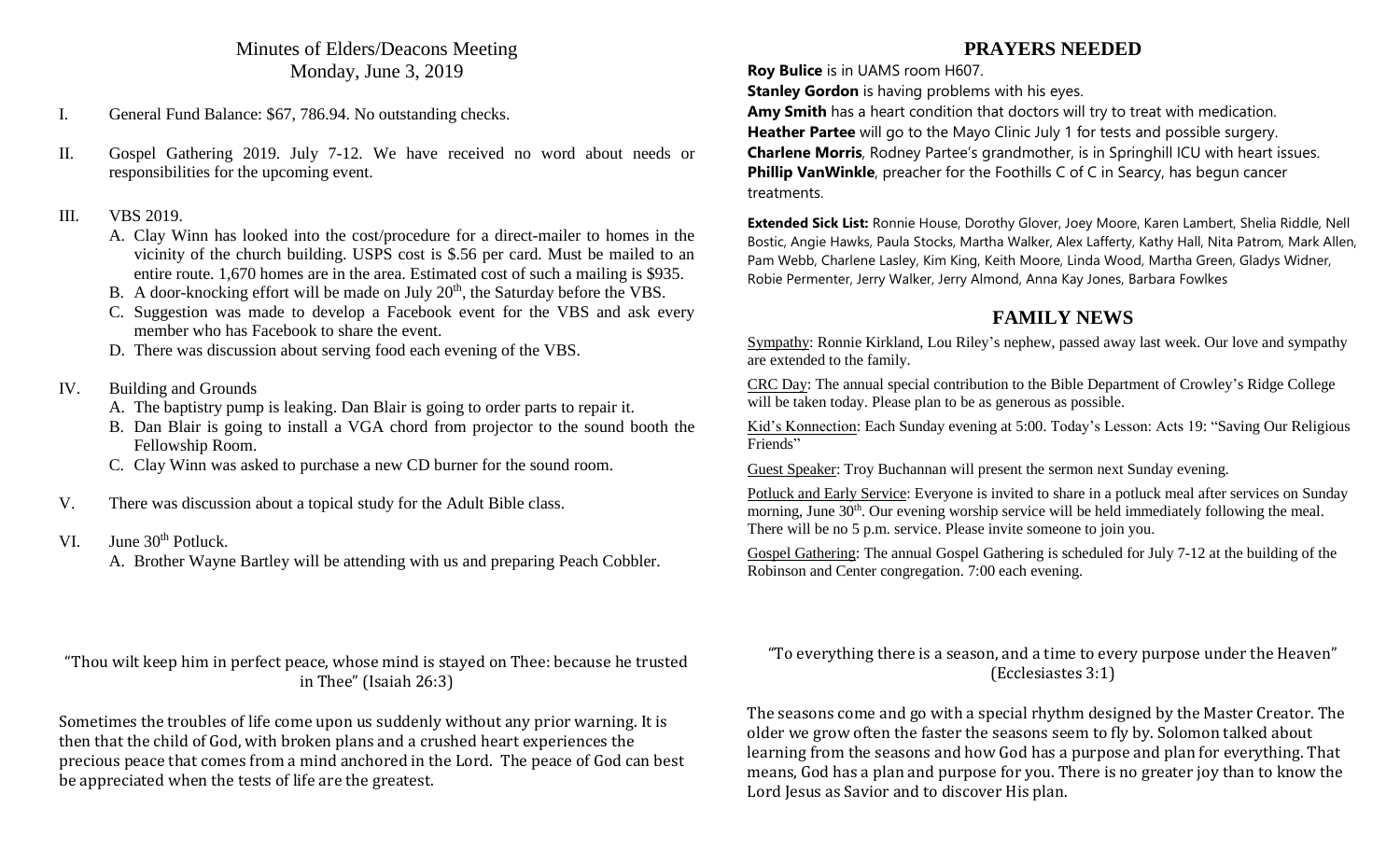# Minutes of Elders/Deacons Meeting
## Monday, June 3, 2019

I. General Fund Balance: $67, 786.94. No outstanding checks.

II. Gospel Gathering 2019. July 7-12. We have received no word about needs or responsibilities for the upcoming event.

III. VBS 2019.
  A. Clay Winn has looked into the cost/procedure for a direct-mailer to homes in the vicinity of the church building. USPS cost is $.56 per card. Must be mailed to an entire route. 1,670 homes are in the area. Estimated cost of such a mailing is $935.
  B. A door-knocking effort will be made on July 20th, the Saturday before the VBS.
  C. Suggestion was made to develop a Facebook event for the VBS and ask every member who has Facebook to share the event.
  D. There was discussion about serving food each evening of the VBS.

IV. Building and Grounds
  A. The baptistry pump is leaking. Dan Blair is going to order parts to repair it.
  B. Dan Blair is going to install a VGA chord from projector to the sound booth the Fellowship Room.
  C. Clay Winn was asked to purchase a new CD burner for the sound room.

V. There was discussion about a topical study for the Adult Bible class.

VI. June 30th Potluck.
  A. Brother Wayne Bartley will be attending with us and preparing Peach Cobbler.

"Thou wilt keep him in perfect peace, whose mind is stayed on Thee: because he trusted in Thee" (Isaiah 26:3)

Sometimes the troubles of life come upon us suddenly without any prior warning. It is then that the child of God, with broken plans and a crushed heart experiences the precious peace that comes from a mind anchored in the Lord. The peace of God can best be appreciated when the tests of life are the greatest.

## PRAYERS NEEDED

**Roy Bulice** is in UAMS room H607.
**Stanley Gordon** is having problems with his eyes.
**Amy Smith** has a heart condition that doctors will try to treat with medication.
**Heather Partee** will go to the Mayo Clinic July 1 for tests and possible surgery.
**Charlene Morris**, Rodney Partee's grandmother, is in Springhill ICU with heart issues.
**Phillip VanWinkle**, preacher for the Foothills C of C in Searcy, has begun cancer treatments.

**Extended Sick List:** Ronnie House, Dorothy Glover, Joey Moore, Karen Lambert, Shelia Riddle, Nell Bostic, Angie Hawks, Paula Stocks, Martha Walker, Alex Lafferty, Kathy Hall, Nita Patrom, Mark Allen, Pam Webb, Charlene Lasley, Kim King, Keith Moore, Linda Wood, Martha Green, Gladys Widner, Robie Permenter, Jerry Walker, Jerry Almond, Anna Kay Jones, Barbara Fowlkes

## FAMILY NEWS

Sympathy: Ronnie Kirkland, Lou Riley's nephew, passed away last week. Our love and sympathy are extended to the family.

CRC Day: The annual special contribution to the Bible Department of Crowley's Ridge College will be taken today. Please plan to be as generous as possible.

Kid's Konnection: Each Sunday evening at 5:00. Today's Lesson: Acts 19: "Saving Our Religious Friends"

Guest Speaker: Troy Buchannan will present the sermon next Sunday evening.

Potluck and Early Service: Everyone is invited to share in a potluck meal after services on Sunday morning, June 30th. Our evening worship service will be held immediately following the meal. There will be no 5 p.m. service. Please invite someone to join you.

Gospel Gathering: The annual Gospel Gathering is scheduled for July 7-12 at the building of the Robinson and Center congregation. 7:00 each evening.

"To everything there is a season, and a time to every purpose under the Heaven" (Ecclesiastes 3:1)

The seasons come and go with a special rhythm designed by the Master Creator. The older we grow often the faster the seasons seem to fly by. Solomon talked about learning from the seasons and how God has a purpose and plan for everything. That means, God has a plan and purpose for you. There is no greater joy than to know the Lord Jesus as Savior and to discover His plan.